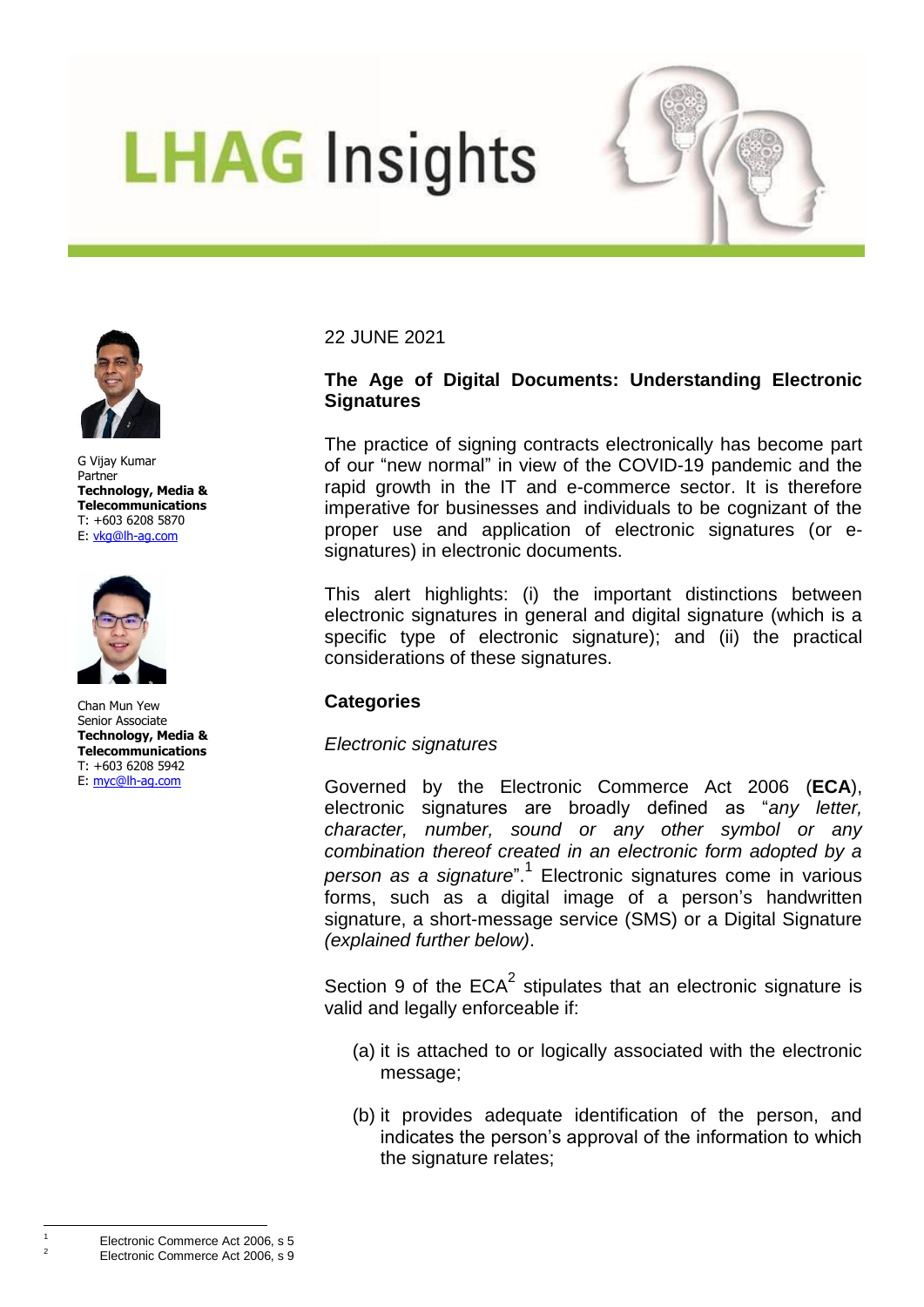# LHAG Insights

G Vijay Kumar
Partner
**Technology, Media & Telecommunications**
T: +603 6208 5870
E: vkg@lh-ag.com

Chan Mun Yew
Senior Associate
**Technology, Media & Telecommunications**
T: +603 6208 5942
E: myc@lh-ag.com

22 JUNE 2021

## The Age of Digital Documents: Understanding Electronic Signatures

The practice of signing contracts electronically has become part of our "new normal" in view of the COVID-19 pandemic and the rapid growth in the IT and e-commerce sector. It is therefore imperative for businesses and individuals to be cognizant of the proper use and application of electronic signatures (or e-signatures) in electronic documents.

This alert highlights: (i) the important distinctions between electronic signatures in general and digital signature (which is a specific type of electronic signature); and (ii) the practical considerations of these signatures.

### Categories

*Electronic signatures*

Governed by the Electronic Commerce Act 2006 (**ECA**), electronic signatures are broadly defined as "*any letter, character, number, sound or any other symbol or any combination thereof created in an electronic form adopted by a person as a signature*".[1] Electronic signatures come in various forms, such as a digital image of a person's handwritten signature, a short-message service (SMS) or a Digital Signature *(explained further below)*.

Section 9 of the ECA[2] stipulates that an electronic signature is valid and legally enforceable if:

(a) it is attached to or logically associated with the electronic message;

(b) it provides adequate identification of the person, and indicates the person's approval of the information to which the signature relates;

---

[1] Electronic Commerce Act 2006, s 5

[2] Electronic Commerce Act 2006, s 9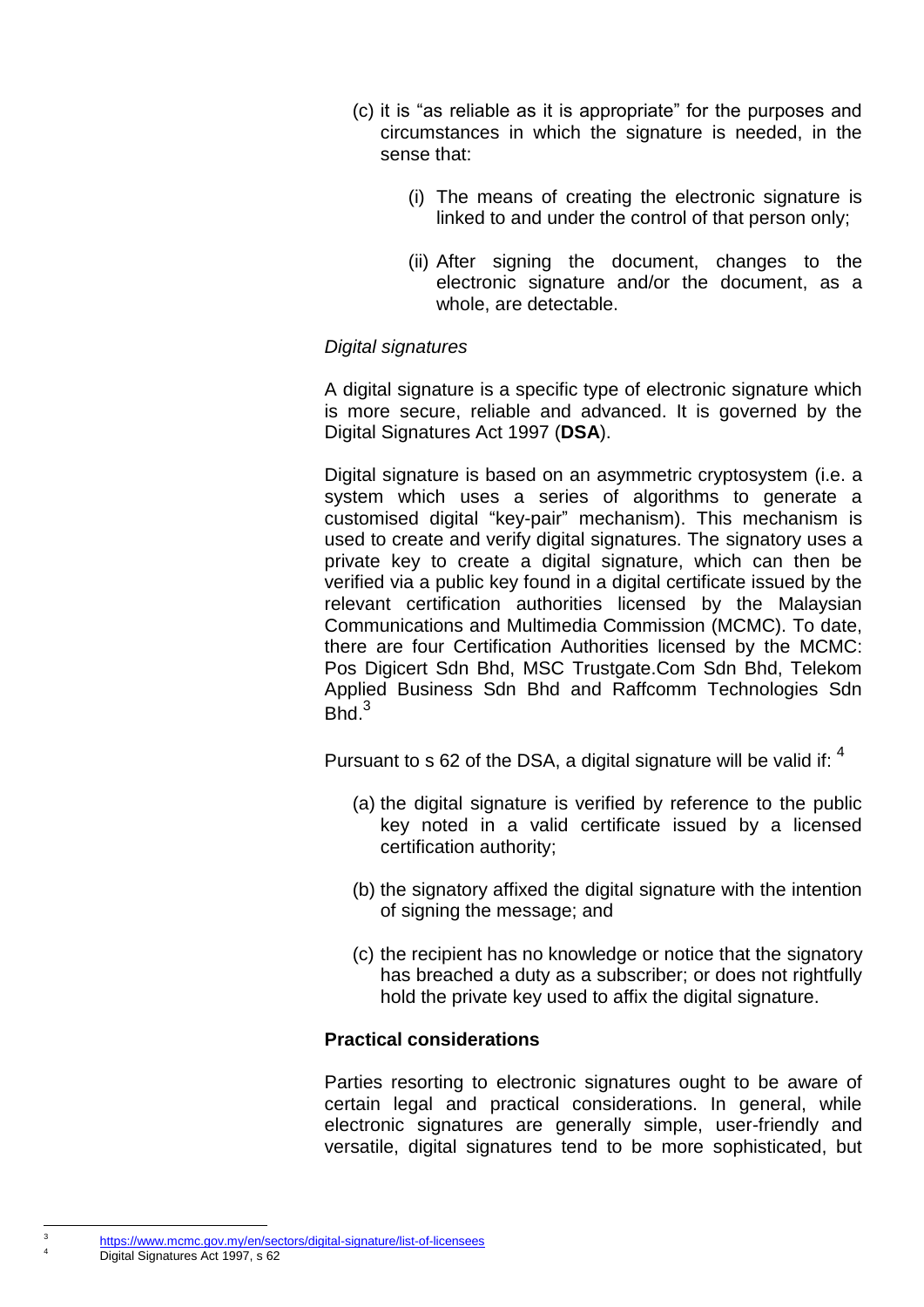(c) it is "as reliable as it is appropriate" for the purposes and circumstances in which the signature is needed, in the sense that:

   (i) The means of creating the electronic signature is linked to and under the control of that person only;

   (ii) After signing the document, changes to the electronic signature and/or the document, as a whole, are detectable.

*Digital signatures*

A digital signature is a specific type of electronic signature which is more secure, reliable and advanced. It is governed by the Digital Signatures Act 1997 (**DSA**).

Digital signature is based on an asymmetric cryptosystem (i.e. a system which uses a series of algorithms to generate a customised digital "key-pair" mechanism). This mechanism is used to create and verify digital signatures. The signatory uses a private key to create a digital signature, which can then be verified via a public key found in a digital certificate issued by the relevant certification authorities licensed by the Malaysian Communications and Multimedia Commission (MCMC). To date, there are four Certification Authorities licensed by the MCMC: Pos Digicert Sdn Bhd, MSC Trustgate.Com Sdn Bhd, Telekom Applied Business Sdn Bhd and Raffcomm Technologies Sdn Bhd.[3]

Pursuant to s 62 of the DSA, a digital signature will be valid if: [4]

(a) the digital signature is verified by reference to the public key noted in a valid certificate issued by a licensed certification authority;

(b) the signatory affixed the digital signature with the intention of signing the message; and

(c) the recipient has no knowledge or notice that the signatory has breached a duty as a subscriber; or does not rightfully hold the private key used to affix the digital signature.

**Practical considerations**

Parties resorting to electronic signatures ought to be aware of certain legal and practical considerations. In general, while electronic signatures are generally simple, user-friendly and versatile, digital signatures tend to be more sophisticated, but

---

[3] https://www.mcmc.gov.my/en/sectors/digital-signature/list-of-licensees

[4] Digital Signatures Act 1997, s 62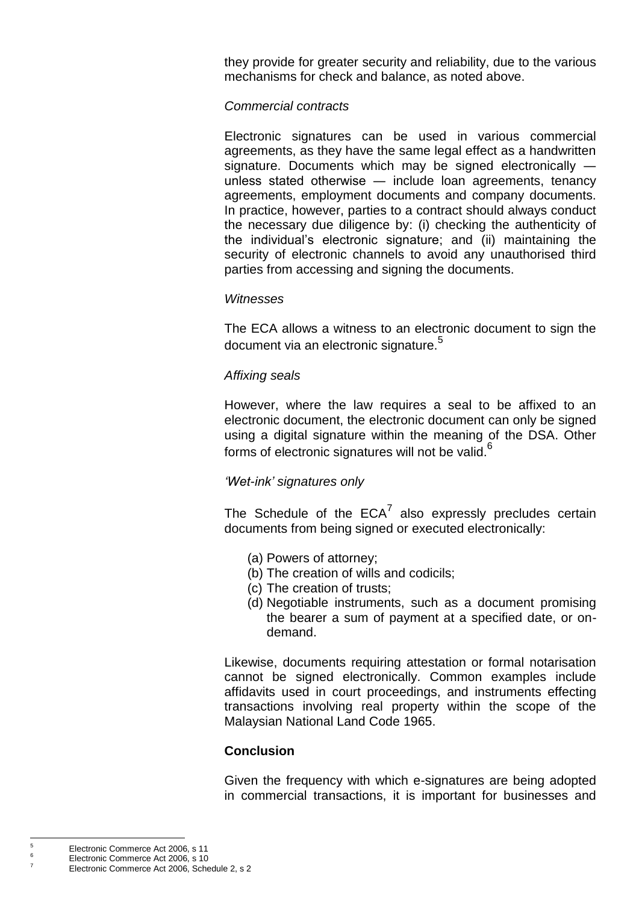they provide for greater security and reliability, due to the various mechanisms for check and balance, as noted above.

*Commercial contracts*

Electronic signatures can be used in various commercial agreements, as they have the same legal effect as a handwritten signature. Documents which may be signed electronically — unless stated otherwise — include loan agreements, tenancy agreements, employment documents and company documents. In practice, however, parties to a contract should always conduct the necessary due diligence by: (i) checking the authenticity of the individual's electronic signature; and (ii) maintaining the security of electronic channels to avoid any unauthorised third parties from accessing and signing the documents.

*Witnesses*

The ECA allows a witness to an electronic document to sign the document via an electronic signature.[5]

*Affixing seals*

However, where the law requires a seal to be affixed to an electronic document, the electronic document can only be signed using a digital signature within the meaning of the DSA. Other forms of electronic signatures will not be valid.[6]

*'Wet-ink' signatures only*

The Schedule of the ECA[7] also expressly precludes certain documents from being signed or executed electronically:

(a) Powers of attorney;
(b) The creation of wills and codicils;
(c) The creation of trusts;
(d) Negotiable instruments, such as a document promising the bearer a sum of payment at a specified date, or on-demand.

Likewise, documents requiring attestation or formal notarisation cannot be signed electronically. Common examples include affidavits used in court proceedings, and instruments effecting transactions involving real property within the scope of the Malaysian National Land Code 1965.

**Conclusion**

Given the frequency with which e-signatures are being adopted in commercial transactions, it is important for businesses and

---

[5] Electronic Commerce Act 2006, s 11

[6] Electronic Commerce Act 2006, s 10

[7] Electronic Commerce Act 2006, Schedule 2, s 2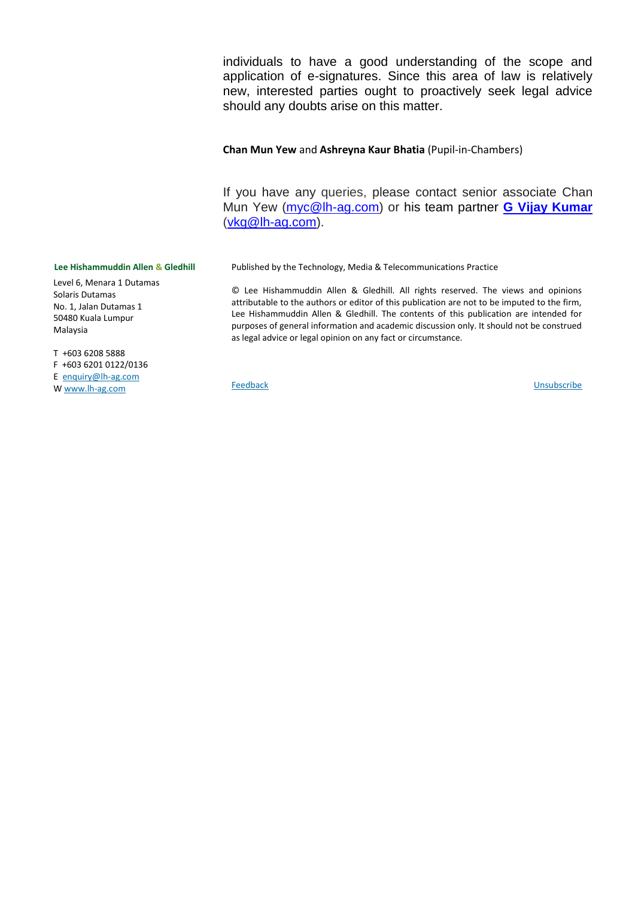individuals to have a good understanding of the scope and application of e-signatures. Since this area of law is relatively new, interested parties ought to proactively seek legal advice should any doubts arise on this matter.

**Chan Mun Yew** and **Ashreyna Kaur Bhatia** (Pupil-in-Chambers)

If you have any queries, please contact senior associate Chan Mun Yew (myc@lh-ag.com) or his team partner **G Vijay Kumar** (vkg@lh-ag.com).

**Lee Hishammuddin Allen & Gledhill**

Level 6, Menara 1 Dutamas
Solaris Dutamas
No. 1, Jalan Dutamas 1
50480 Kuala Lumpur
Malaysia

T +603 6208 5888
F +603 6201 0122/0136
E enquiry@lh-ag.com
W www.lh-ag.com

Published by the Technology, Media & Telecommunications Practice

© Lee Hishammuddin Allen & Gledhill. All rights reserved. The views and opinions attributable to the authors or editor of this publication are not to be imputed to the firm, Lee Hishammuddin Allen & Gledhill. The contents of this publication are intended for purposes of general information and academic discussion only. It should not be construed as legal advice or legal opinion on any fact or circumstance.

Feedback

Unsubscribe